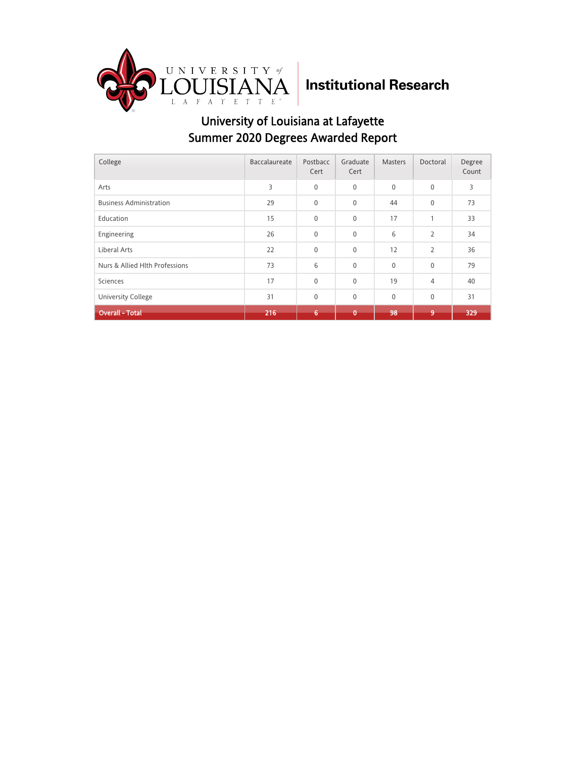UNIVERSITY of LOUISIANA LAFAYETTE

**Institutional Research**

# University of Louisiana at Lafayette
## Summer 2020 Degrees Awarded Report

| College | Baccalaureate | Postbacc Cert | Graduate Cert | Masters | Doctoral | Degree Count |
|---|---|---|---|---|---|---|
| Arts | 3 | 0 | 0 | 0 | 0 | 3 |
| Business Administration | 29 | 0 | 0 | 44 | 0 | 73 |
| Education | 15 | 0 | 0 | 17 | 1 | 33 |
| Engineering | 26 | 0 | 0 | 6 | 2 | 34 |
| Liberal Arts | 22 | 0 | 0 | 12 | 2 | 36 |
| Nurs & Allied Hlth Professions | 73 | 6 | 0 | 0 | 0 | 79 |
| Sciences | 17 | 0 | 0 | 19 | 4 | 40 |
| University College | 31 | 0 | 0 | 0 | 0 | 31 |
| **Overall - Total** | **216** | **6** | **0** | **98** | **9** | **329** |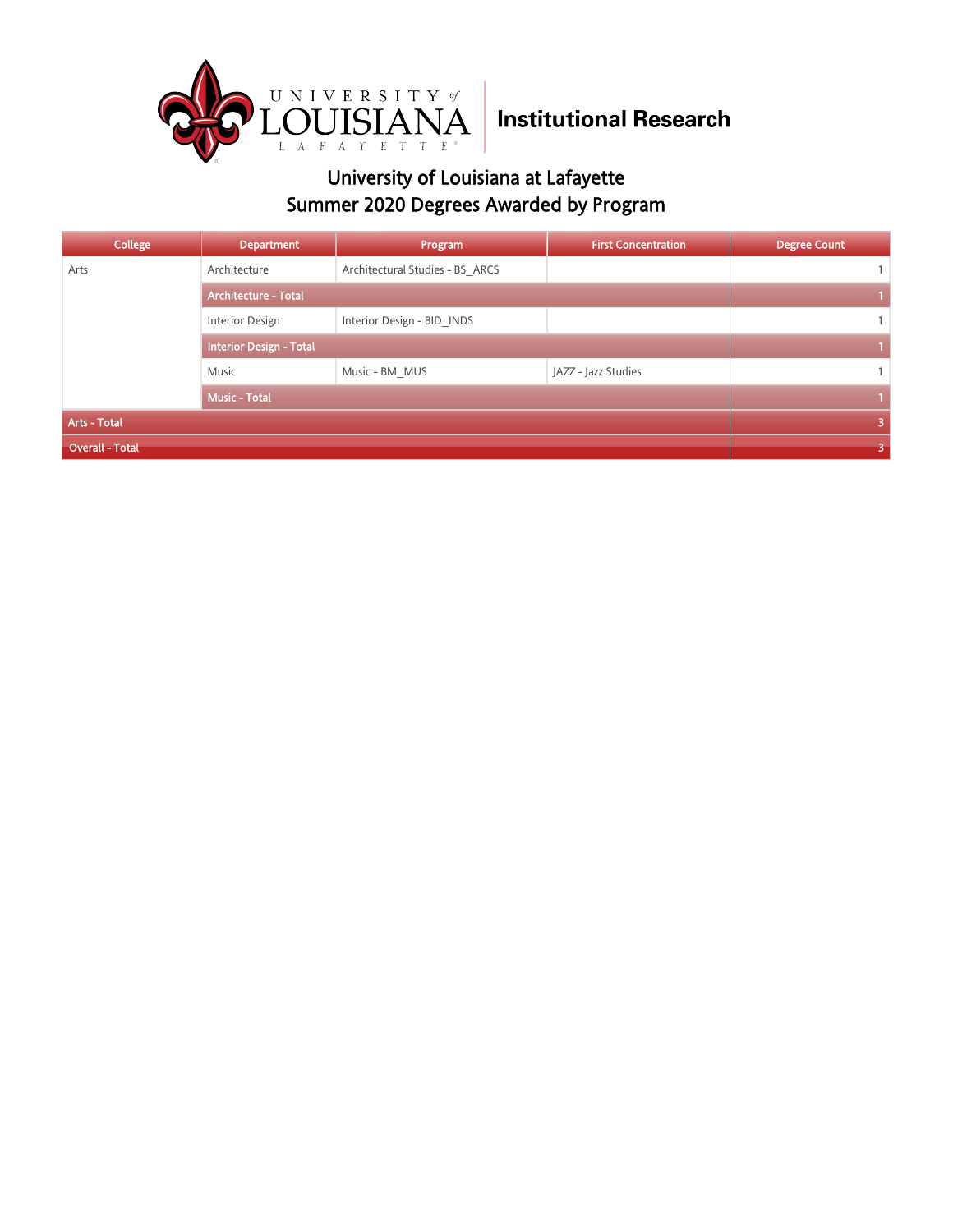UNIVERSITY of LOUISIANA LAFAYETTE | Institutional Research

# University of Louisiana at Lafayette
## Summer 2020 Degrees Awarded by Program

| College | Department | Program | First Concentration | Degree Count |
|---|---|---|---|---|
| Arts | Architecture | Architectural Studies - BS_ARCS | | 1 |
| | Architecture - Total | | | 1 |
| | Interior Design | Interior Design - BID_INDS | | 1 |
| | Interior Design - Total | | | 1 |
| | Music | Music - BM_MUS | JAZZ - Jazz Studies | 1 |
| | Music - Total | | | 1 |
| Arts - Total | | | | 3 |
| Overall - Total | | | | 3 |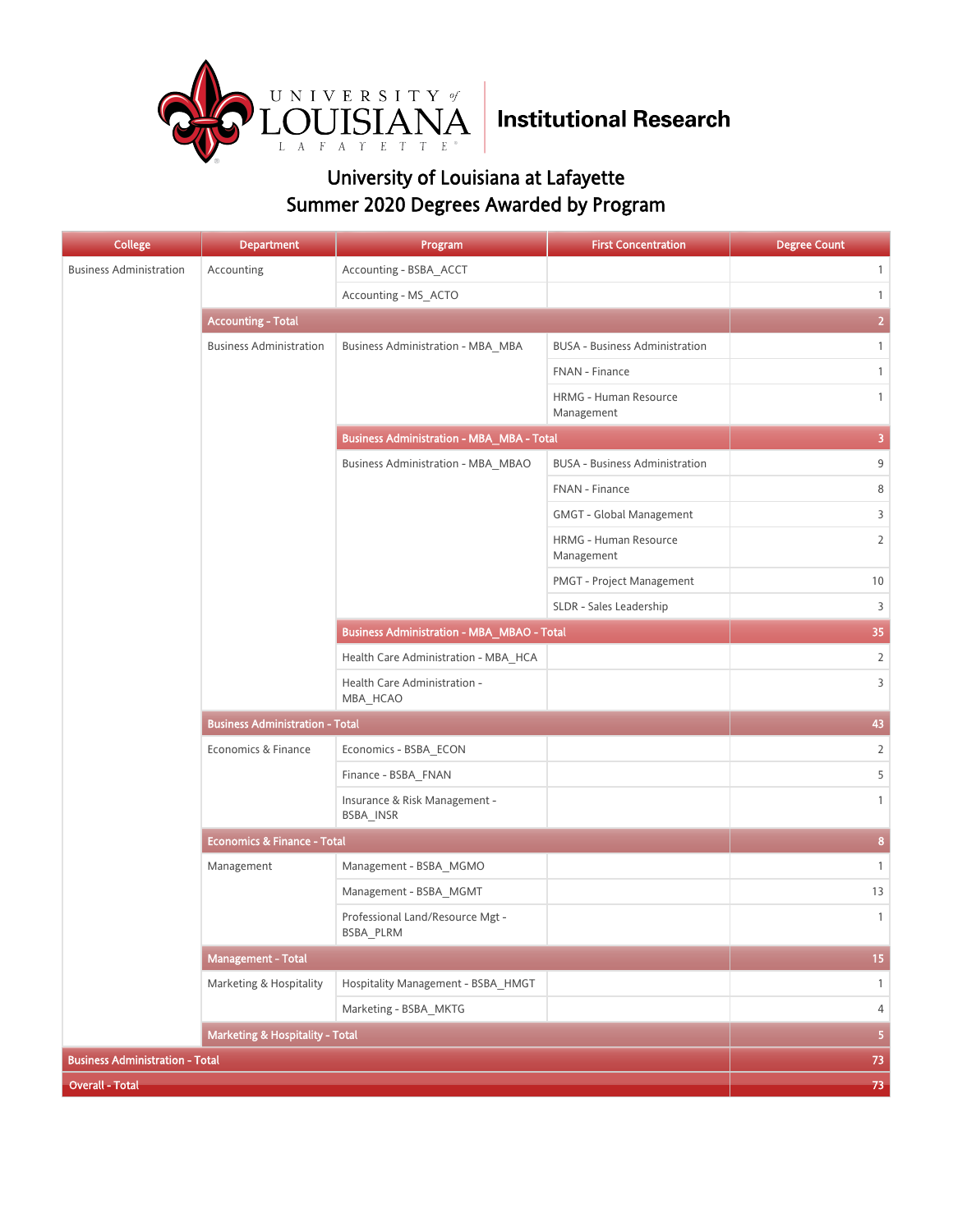University of Louisiana at Lafayette Institutional Research

# University of Louisiana at Lafayette
## Summer 2020 Degrees Awarded by Program

| College | Department | Program | First Concentration | Degree Count |
|---|---|---|---|---|
| Business Administration | Accounting | Accounting - BSBA_ACCT | | 1 |
| | | Accounting - MS_ACTO | | 1 |
| | Accounting - Total | | | 2 |
| | Business Administration | Business Administration - MBA_MBA | BUSA - Business Administration | 1 |
| | | | FNAN - Finance | 1 |
| | | | HRMG - Human Resource Management | 1 |
| | | Business Administration - MBA_MBA - Total | | 3 |
| | | Business Administration - MBA_MBAO | BUSA - Business Administration | 9 |
| | | | FNAN - Finance | 8 |
| | | | GMGT - Global Management | 3 |
| | | | HRMG - Human Resource Management | 2 |
| | | | PMGT - Project Management | 10 |
| | | | SLDR - Sales Leadership | 3 |
| | | Business Administration - MBA_MBAO - Total | | 35 |
| | | Health Care Administration - MBA_HCA | | 2 |
| | | Health Care Administration - MBA_HCAO | | 3 |
| | Business Administration - Total | | | 43 |
| | Economics & Finance | Economics - BSBA_ECON | | 2 |
| | | Finance - BSBA_FNAN | | 5 |
| | | Insurance & Risk Management - BSBA_INSR | | 1 |
| | Economics & Finance - Total | | | 8 |
| | Management | Management - BSBA_MGMO | | 1 |
| | | Management - BSBA_MGMT | | 13 |
| | | Professional Land/Resource Mgt - BSBA_PLRM | | 1 |
| | Management - Total | | | 15 |
| | Marketing & Hospitality | Hospitality Management - BSBA_HMGT | | 1 |
| | | Marketing - BSBA_MKTG | | 4 |
| | Marketing & Hospitality - Total | | | 5 |
| Business Administration - Total | | | | 73 |
| Overall - Total | | | | 73 |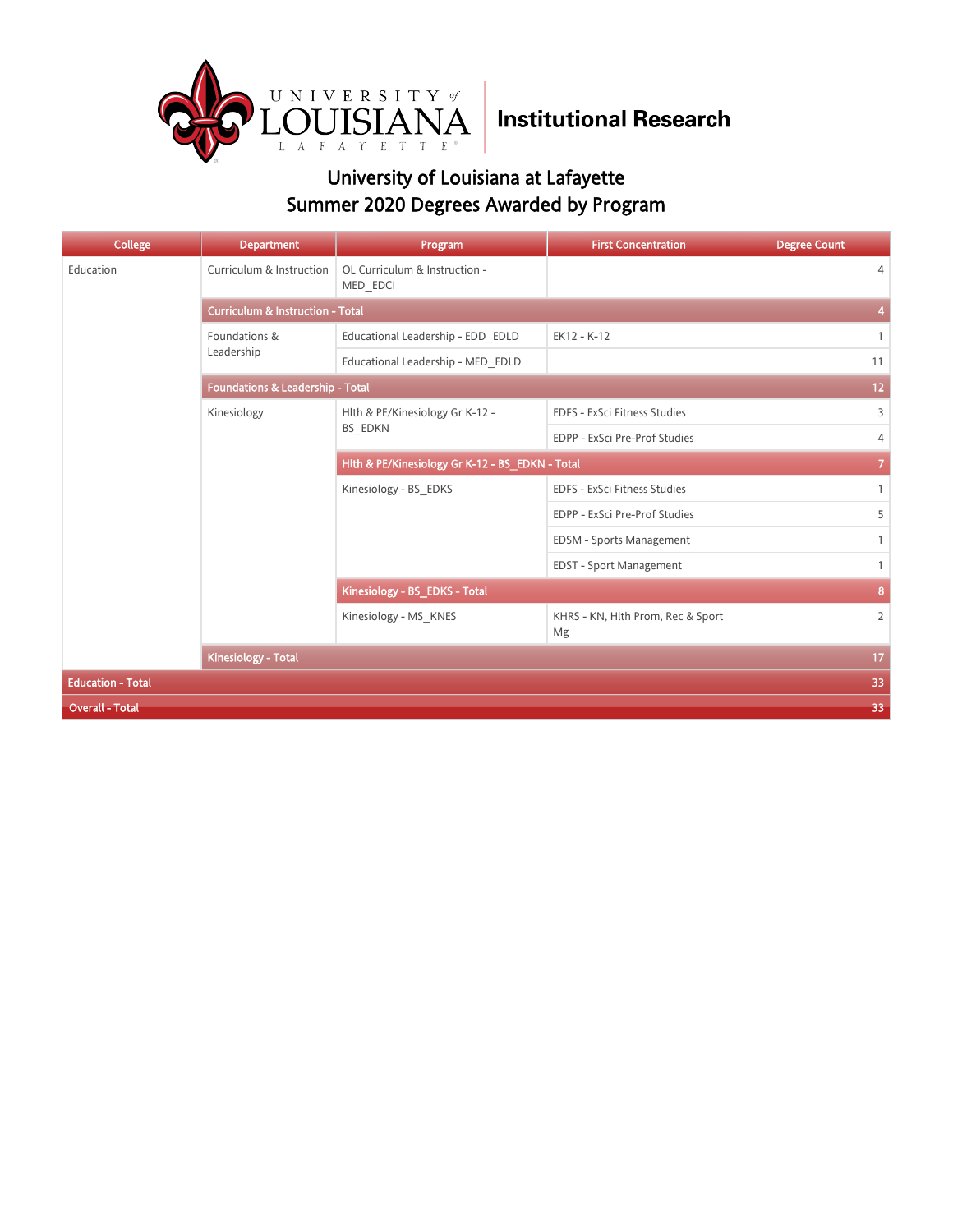UNIVERSITY of LOUISIANA LAFAYETTE

Institutional Research

# University of Louisiana at Lafayette
# Summer 2020 Degrees Awarded by Program

| College | Department | Program | First Concentration | Degree Count |
|---|---|---|---|---|
| Education | Curriculum & Instruction | OL Curriculum & Instruction - MED_EDCI | | 4 |
| | Curriculum & Instruction - Total | | | 4 |
| | Foundations & Leadership | Educational Leadership - EDD_EDLD | EK12 - K-12 | 1 |
| | | Educational Leadership - MED_EDLD | | 11 |
| | Foundations & Leadership - Total | | | 12 |
| | Kinesiology | Hlth & PE/Kinesiology Gr K-12 - BS_EDKN | EDFS - ExSci Fitness Studies | 3 |
| | | | EDPP - ExSci Pre-Prof Studies | 4 |
| | | Hlth & PE/Kinesiology Gr K-12 - BS_EDKN - Total | | 7 |
| | | Kinesiology - BS_EDKS | EDFS - ExSci Fitness Studies | 1 |
| | | | EDPP - ExSci Pre-Prof Studies | 5 |
| | | | EDSM - Sports Management | 1 |
| | | | EDST - Sport Management | 1 |
| | | Kinesiology - BS_EDKS - Total | | 8 |
| | | Kinesiology - MS_KNES | KHRS - KN, Hlth Prom, Rec & Sport Mg | 2 |
| | Kinesiology - Total | | | 17 |
| Education - Total | | | | 33 |
| Overall - Total | | | | 33 |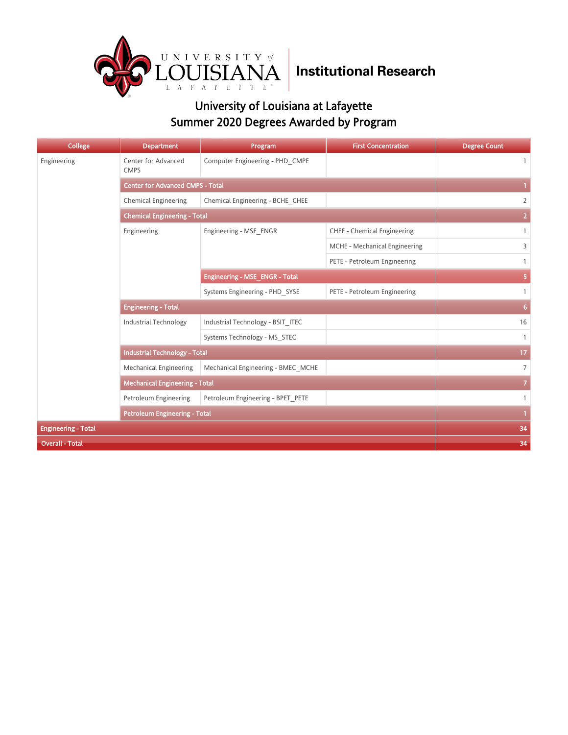University of Louisiana at Lafayette Institutional Research

# University of Louisiana at Lafayette
## Summer 2020 Degrees Awarded by Program

| College | Department | Program | First Concentration | Degree Count |
|---|---|---|---|---|
| Engineering | Center for Advanced CMPS | Computer Engineering - PHD_CMPE | | 1 |
| | Center for Advanced CMPS - Total | | | 1 |
| | Chemical Engineering | Chemical Engineering - BCHE_CHEE | | 2 |
| | Chemical Engineering - Total | | | 2 |
| | Engineering | Engineering - MSE_ENGR | CHEE - Chemical Engineering | 1 |
| | | | MCHE - Mechanical Engineering | 3 |
| | | | PETE - Petroleum Engineering | 1 |
| | | Engineering - MSE_ENGR - Total | | 5 |
| | | Systems Engineering - PHD_SYSE | PETE - Petroleum Engineering | 1 |
| | Engineering - Total | | | 6 |
| | Industrial Technology | Industrial Technology - BSIT_ITEC | | 16 |
| | | Systems Technology - MS_STEC | | 1 |
| | Industrial Technology - Total | | | 17 |
| | Mechanical Engineering | Mechanical Engineering - BMEC_MCHE | | 7 |
| | Mechanical Engineering - Total | | | 7 |
| | Petroleum Engineering | Petroleum Engineering - BPET_PETE | | 1 |
| | Petroleum Engineering - Total | | | 1 |
| Engineering - Total | | | | 34 |
| Overall - Total | | | | 34 |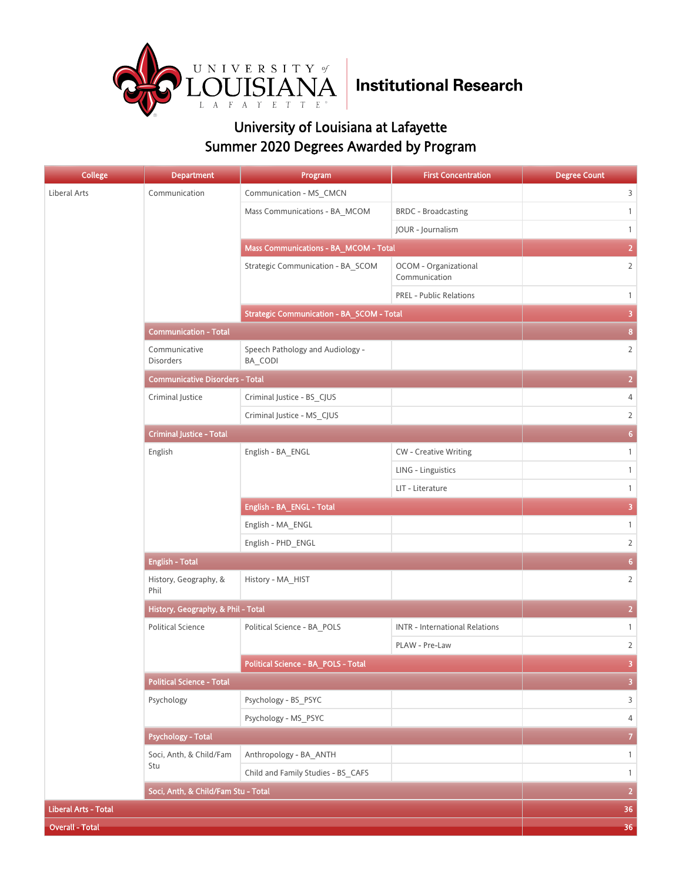University of Louisiana at Lafayette

Institutional Research

# University of Louisiana at Lafayette
## Summer 2020 Degrees Awarded by Program

| College | Department | Program | First Concentration | Degree Count |
|---|---|---|---|---|
| Liberal Arts | Communication | Communication - MS_CMCN | | 3 |
| | | Mass Communications - BA_MCOM | BRDC - Broadcasting | 1 |
| | | | JOUR - Journalism | 1 |
| | | **Mass Communications - BA_MCOM - Total** | | **2** |
| | | Strategic Communication - BA_SCOM | OCOM - Organizational Communication | 2 |
| | | | PREL - Public Relations | 1 |
| | | **Strategic Communication - BA_SCOM - Total** | | **3** |
| | **Communication - Total** | | | **8** |
| | Communicative Disorders | Speech Pathology and Audiology - BA_CODI | | 2 |
| | **Communicative Disorders - Total** | | | **2** |
| | Criminal Justice | Criminal Justice - BS_CJUS | | 4 |
| | | Criminal Justice - MS_CJUS | | 2 |
| | **Criminal Justice - Total** | | | **6** |
| | English | English - BA_ENGL | CW - Creative Writing | 1 |
| | | | LING - Linguistics | 1 |
| | | | LIT - Literature | 1 |
| | | **English - BA_ENGL - Total** | | **3** |
| | | English - MA_ENGL | | 1 |
| | | English - PHD_ENGL | | 2 |
| | **English - Total** | | | **6** |
| | History, Geography, & Phil | History - MA_HIST | | 2 |
| | **History, Geography, & Phil - Total** | | | **2** |
| | Political Science | Political Science - BA_POLS | INTR - International Relations | 1 |
| | | | PLAW - Pre-Law | 2 |
| | | **Political Science - BA_POLS - Total** | | **3** |
| | **Political Science - Total** | | | **3** |
| | Psychology | Psychology - BS_PSYC | | 3 |
| | | Psychology - MS_PSYC | | 4 |
| | **Psychology - Total** | | | **7** |
| | Soci, Anth, & Child/Fam Stu | Anthropology - BA_ANTH | | 1 |
| | | Child and Family Studies - BS_CAFS | | 1 |
| | **Soci, Anth, & Child/Fam Stu - Total** | | | **2** |
| **Liberal Arts - Total** | | | | **36** |
| **Overall - Total** | | | | **36** |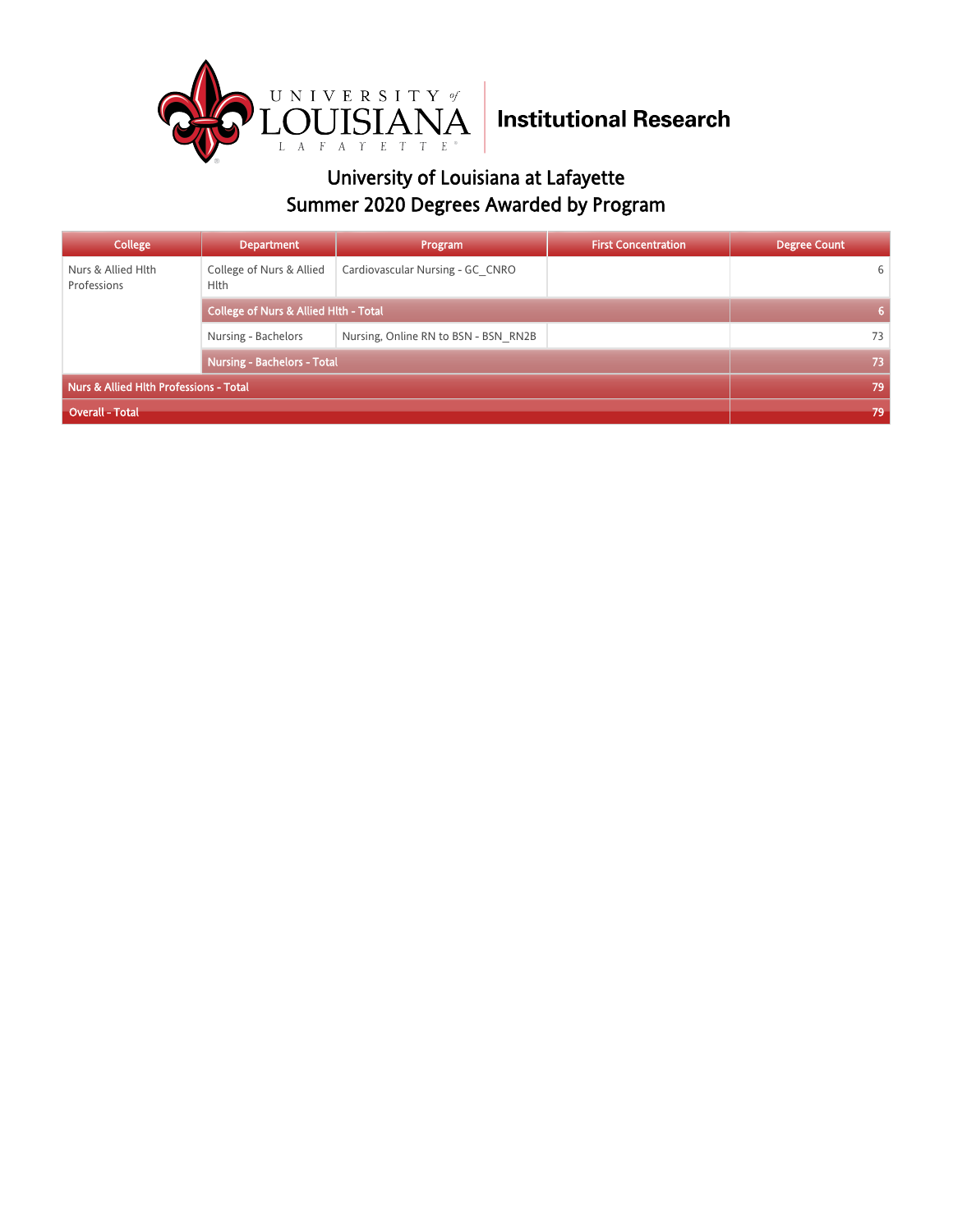University of Louisiana Lafayette

Institutional Research

# University of Louisiana at Lafayette
## Summer 2020 Degrees Awarded by Program

| College | Department | Program | First Concentration | Degree Count |
|---|---|---|---|---|
| Nurs & Allied Hlth Professions | College of Nurs & Allied Hlth | Cardiovascular Nursing - GC_CNRO | | 6 |
| | College of Nurs & Allied Hlth - Total | | | 6 |
| | Nursing - Bachelors | Nursing, Online RN to BSN - BSN_RN2B | | 73 |
| | Nursing - Bachelors - Total | | | 73 |
| Nurs & Allied Hlth Professions - Total | | | | 79 |
| Overall - Total | | | | 79 |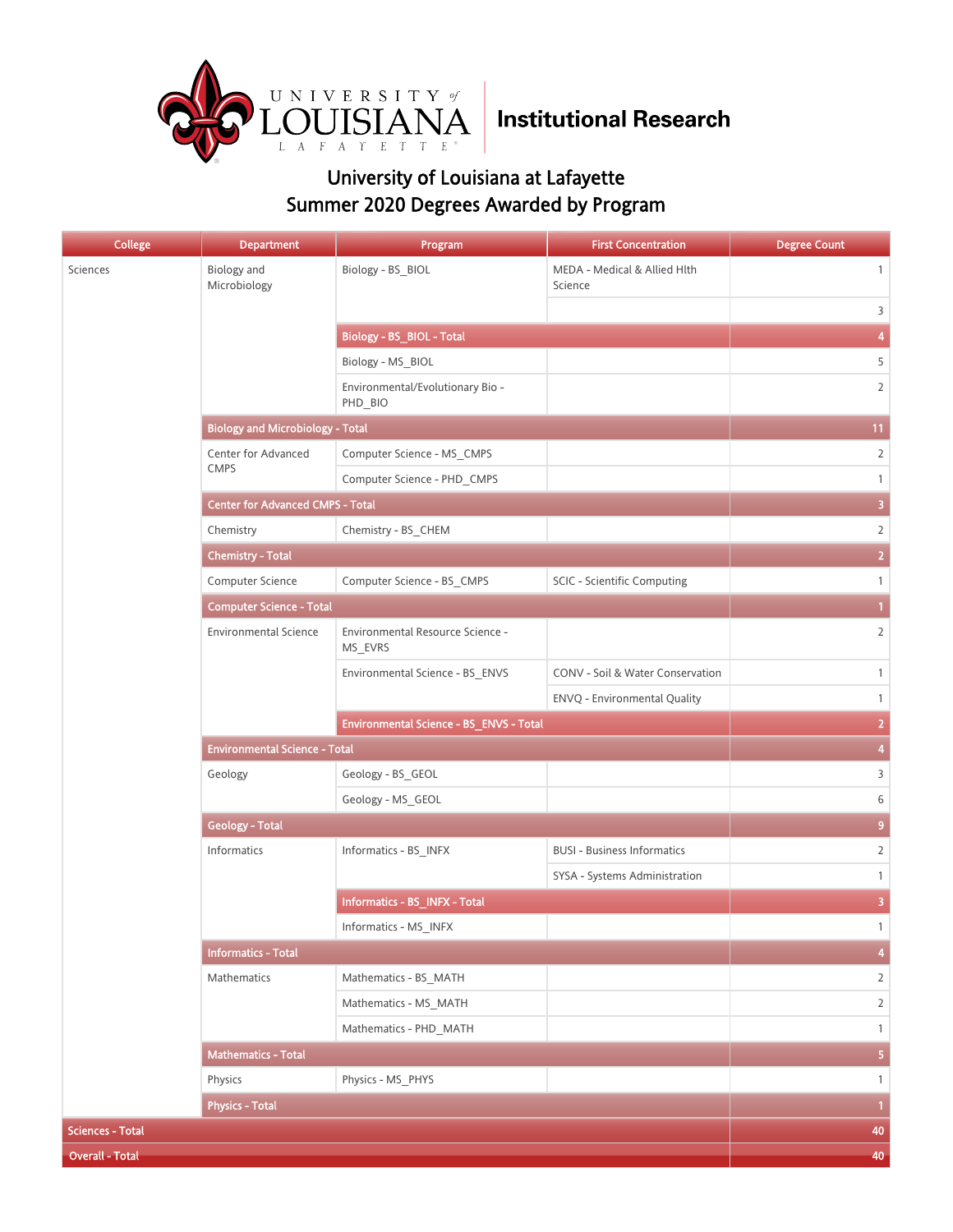# University of Louisiana at Lafayette Institutional Research

## University of Louisiana at Lafayette
## Summer 2020 Degrees Awarded by Program

| College | Department | Program | First Concentration | Degree Count |
|---|---|---|---|---|
| Sciences | Biology and Microbiology | Biology - BS_BIOL | MEDA - Medical & Allied Hlth Science | 1 |
| | | | | 3 |
| | | **Biology - BS_BIOL - Total** | | **4** |
| | | Biology - MS_BIOL | | 5 |
| | | Environmental/Evolutionary Bio - PHD_BIO | | 2 |
| | **Biology and Microbiology - Total** | | | **11** |
| | Center for Advanced CMPS | Computer Science - MS_CMPS | | 2 |
| | | Computer Science - PHD_CMPS | | 1 |
| | **Center for Advanced CMPS - Total** | | | **3** |
| | Chemistry | Chemistry - BS_CHEM | | 2 |
| | **Chemistry - Total** | | | **2** |
| | Computer Science | Computer Science - BS_CMPS | SCIC - Scientific Computing | 1 |
| | **Computer Science - Total** | | | **1** |
| | Environmental Science | Environmental Resource Science - MS_EVRS | | 2 |
| | | Environmental Science - BS_ENVS | CONV - Soil & Water Conservation | 1 |
| | | | ENVQ - Environmental Quality | 1 |
| | | **Environmental Science - BS_ENVS - Total** | | **2** |
| | **Environmental Science - Total** | | | **4** |
| | Geology | Geology - BS_GEOL | | 3 |
| | | Geology - MS_GEOL | | 6 |
| | **Geology - Total** | | | **9** |
| | Informatics | Informatics - BS_INFX | BUSI - Business Informatics | 2 |
| | | | SYSA - Systems Administration | 1 |
| | | **Informatics - BS_INFX - Total** | | **3** |
| | | Informatics - MS_INFX | | 1 |
| | **Informatics - Total** | | | **4** |
| | Mathematics | Mathematics - BS_MATH | | 2 |
| | | Mathematics - MS_MATH | | 2 |
| | | Mathematics - PHD_MATH | | 1 |
| | **Mathematics - Total** | | | **5** |
| | Physics | Physics - MS_PHYS | | 1 |
| | **Physics - Total** | | | **1** |
| **Sciences - Total** | | | | **40** |
| **Overall - Total** | | | | **40** |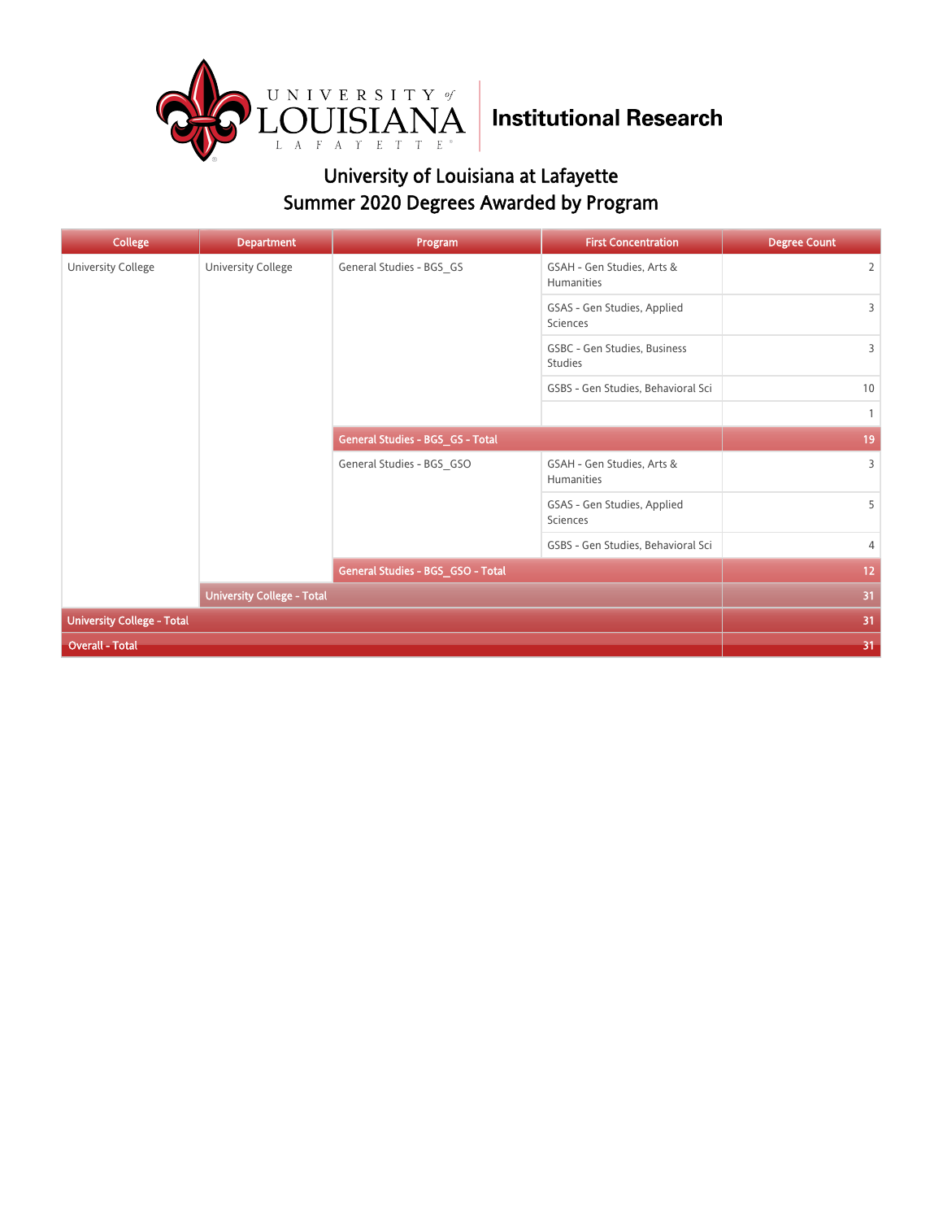Institutional Research

# University of Louisiana at Lafayette
## Summer 2020 Degrees Awarded by Program

| College | Department | Program | First Concentration | Degree Count |
|---|---|---|---|---|
| University College | University College | General Studies - BGS_GS | GSAH - Gen Studies, Arts & Humanities | 2 |
| | | | GSAS - Gen Studies, Applied Sciences | 3 |
| | | | GSBC - Gen Studies, Business Studies | 3 |
| | | | GSBS - Gen Studies, Behavioral Sci | 10 |
| | | | | 1 |
| | | **General Studies - BGS_GS - Total** | | **19** |
| | | General Studies - BGS_GSO | GSAH - Gen Studies, Arts & Humanities | 3 |
| | | | GSAS - Gen Studies, Applied Sciences | 5 |
| | | | GSBS - Gen Studies, Behavioral Sci | 4 |
| | | **General Studies - BGS_GSO - Total** | | **12** |
| | **University College - Total** | | | **31** |
| **University College - Total** | | | | **31** |
| **Overall - Total** | | | | **31** |